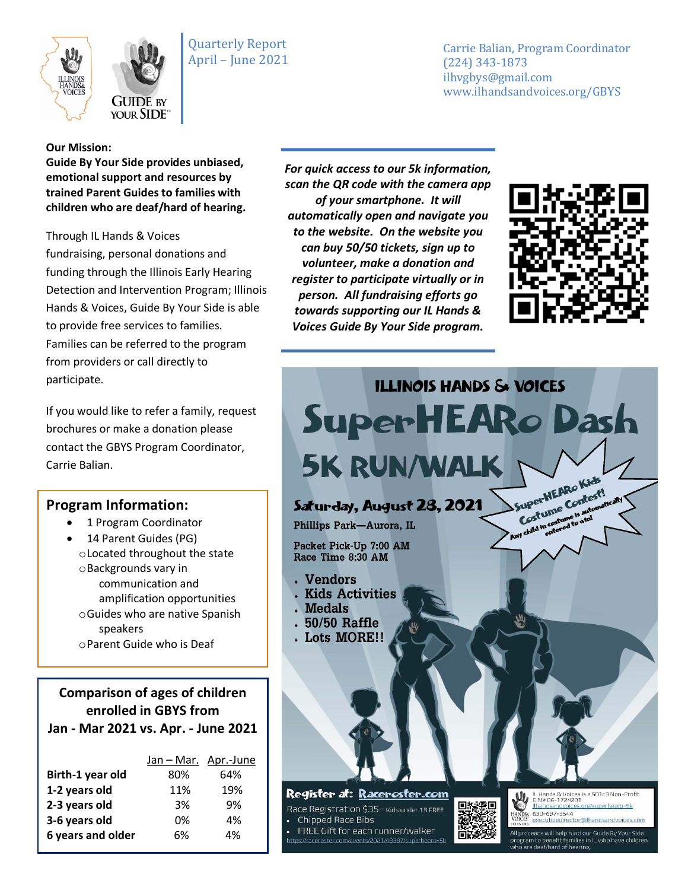Quarterly Report
April – June 2021

Carrie Balian, Program Coordinator
(224) 343-1873
ilhvgbys@gmail.com
www.ilhandsandvoices.org/GBYS

**Our Mission:**
**Guide By Your Side provides unbiased, emotional support and resources by trained Parent Guides to families with children who are deaf/hard of hearing.**

Through IL Hands & Voices fundraising, personal donations and funding through the Illinois Early Hearing Detection and Intervention Program; Illinois Hands & Voices, Guide By Your Side is able to provide free services to families. Families can be referred to the program from providers or call directly to participate.

If you would like to refer a family, request brochures or make a donation please contact the GBYS Program Coordinator, Carrie Balian.

## Program Information:

- 1 Program Coordinator
- 14 Parent Guides (PG)
  - Located throughout the state
  - Backgrounds vary in communication and amplification opportunities
  - Guides who are native Spanish speakers
  - Parent Guide who is Deaf

**Comparison of ages of children enrolled in GBYS from Jan - Mar 2021 vs. Apr. - June 2021**

| | Jan – Mar. | Apr.-June |
|---|---|---|
| **Birth-1 year old** | 80% | 64% |
| **1-2 years old** | 11% | 19% |
| **2-3 years old** | 3% | 9% |
| **3-6 years old** | 0% | 4% |
| **6 years and older** | 6% | 4% |

***For quick access to our 5k information, scan the QR code with the camera app of your smartphone. It will automatically open and navigate you to the website. On the website you can buy 50/50 tickets, sign up to volunteer, make a donation and register to participate virtually or in person. All fundraising efforts go towards supporting our IL Hands & Voices Guide By Your Side program.***

**ILLINOIS HANDS & VOICES**

# SuperHEARo Dash

## 5K RUN/WALK

**Saturday, August 28, 2021**

Phillips Park—Aurora, IL

Packet Pick-Up 7:00 AM
Race Time 8:30 AM

- Vendors
- Kids Activities
- Medals
- 50/50 Raffle
- Lots MORE!!

SuperHEARo Kids Costume Contest! Any child in costume is automatically entered to win!

**Register at: Raceroster.com**

Race Registration $35—Kids under 13 FREE
- Chipped Race Bibs
- FREE Gift for each runner/walker

https://raceroster.com/events/2021/48387/superhearo-5k

IL Hands & Voices is a 501c3 Non-Profit
EIN # 06-1724201
ilhandsandvoices.org/superhearo-5k
630-697-3544
executivedirector@ilhandsandvoices.com

All proceeds will help fund our Guide By Your Side program to benefit families in IL who have children who are deaf/hard of hearing.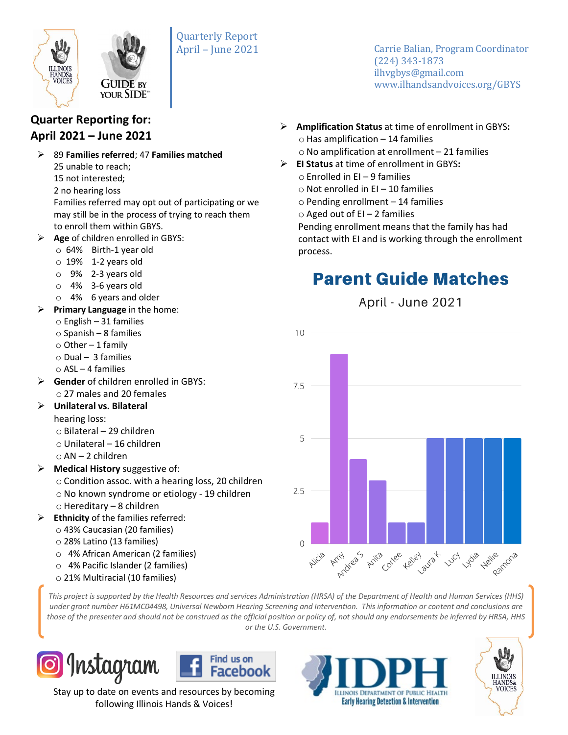Quarterly Report
April – June 2021

Carrie Balian, Program Coordinator
(224) 343-1873
ilhvgbys@gmail.com
www.ilhandsandvoices.org/GBYS

## Quarter Reporting for: April 2021 – June 2021

- 89 **Families referred**; 47 **Families matched**
  25 unable to reach;
  15 not interested;
  2 no hearing loss
  Families referred may opt out of participating or we may still be in the process of trying to reach them to enroll them within GBYS.
- **Age** of children enrolled in GBYS:
  - 64% Birth-1 year old
  - 19% 1-2 years old
  - 9% 2-3 years old
  - 4% 3-6 years old
  - 4% 6 years and older
- **Primary Language** in the home:
  - English – 31 families
  - Spanish – 8 families
  - Other – 1 family
  - Dual – 3 families
  - ASL – 4 families
- **Gender** of children enrolled in GBYS:
  - 27 males and 20 females
- **Unilateral vs. Bilateral** hearing loss:
  - Bilateral – 29 children
  - Unilateral – 16 children
  - AN – 2 children
- **Medical History** suggestive of:
  - Condition assoc. with a hearing loss, 20 children
  - No known syndrome or etiology - 19 children
  - Hereditary – 8 children
- **Ethnicity** of the families referred:
  - 43% Caucasian (20 families)
  - 28% Latino (13 families)
  - 4% African American (2 families)
  - 4% Pacific Islander (2 families)
  - 21% Multiracial (10 families)
- **Amplification Status** at time of enrollment in GBYS**:**
  - Has amplification – 14 families
  - No amplification at enrollment – 21 families
- **EI Status** at time of enrollment in GBYS**:**
  - Enrolled in EI – 9 families
  - Not enrolled in EI – 10 families
  - Pending enrollment – 14 families
  - Aged out of EI – 2 families

  Pending enrollment means that the family has had contact with EI and is working through the enrollment process.

## Parent Guide Matches

April - June 2021

10
7.5
5
2.5
0

Alicia, Amy, Andrea S, Anita, Corlee, Kelley, Laura K, Lucy, Lydia, Nellie, Ramona

*This project is supported by the Health Resources and services Administration (HRSA) of the Department of Health and Human Services (HHS) under grant number H61MC04498, Universal Newborn Hearing Screening and Intervention. This information or content and conclusions are those of the presenter and should not be construed as the official position or policy of, nor should any endorsements be inferred by HRSA, HHS or the U.S. Government.*

Instagram
Find us on Facebook

Stay up to date on events and resources by becoming following Illinois Hands & Voices!

IDPH
Illinois Department of Public Health
Early Hearing Detection & Intervention